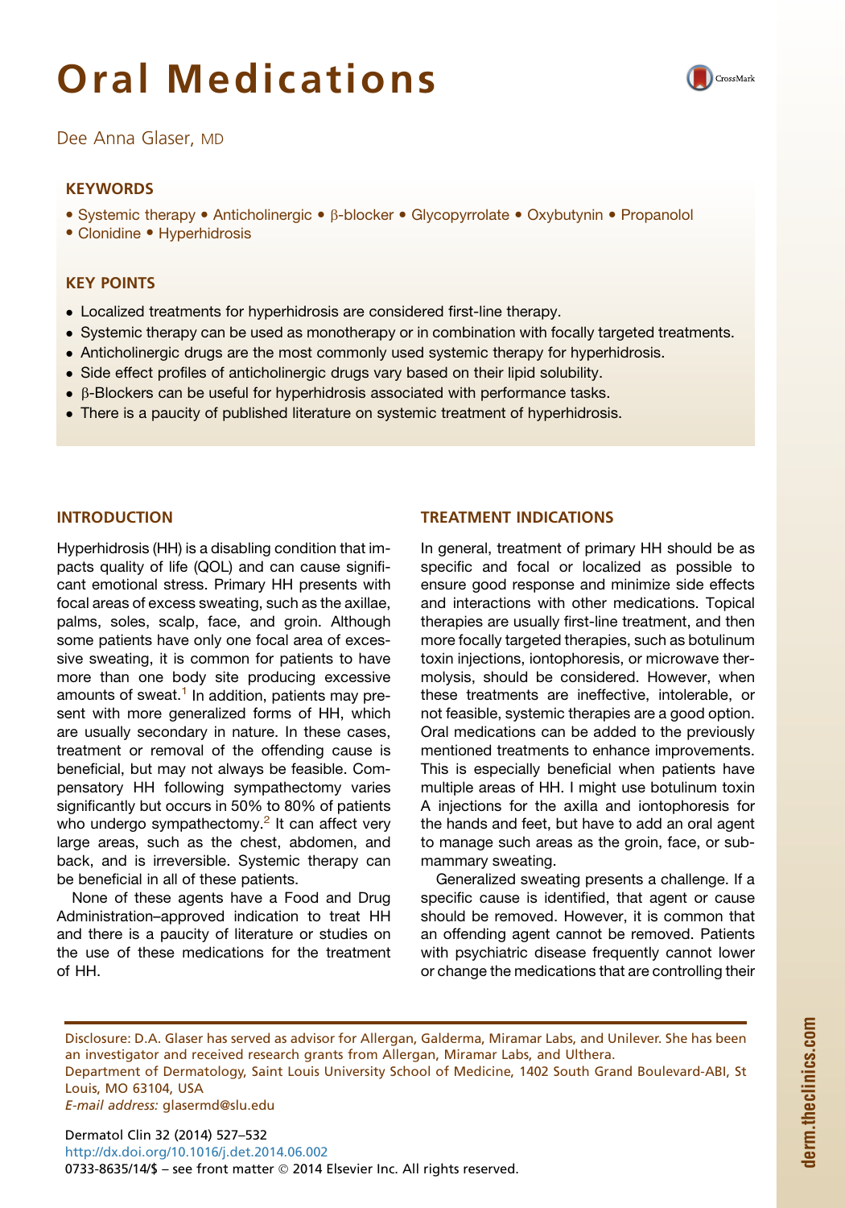# Oral Medications

Dee Anna Glaser, MD

## KEYWORDS

- Systemic therapy • Anticholinergic • β-blocker • Glycopyrrolate • Oxybutynin • Propanolol
- Clonidine • Hyperhidrosis

## KEY POINTS

- Localized treatments for hyperhidrosis are considered first-line therapy.
- Systemic therapy can be used as monotherapy or in combination with focally targeted treatments.
- Anticholinergic drugs are the most commonly used systemic therapy for hyperhidrosis.
- Side effect profiles of anticholinergic drugs vary based on their lipid solubility.
- β-Blockers can be useful for hyperhidrosis associated with performance tasks.
- There is a paucity of published literature on systemic treatment of hyperhidrosis.

## INTRODUCTION

Hyperhidrosis (HH) is a disabling condition that impacts quality of life (QOL) and can cause significant emotional stress. Primary HH presents with focal areas of excess sweating, such as the axillae, palms, soles, scalp, face, and groin. Although some patients have only one focal area of excessive sweating, it is common for patients to have more than one body site producing excessive amounts of sweat.[1] In addition, patients may present with more generalized forms of HH, which are usually secondary in nature. In these cases, treatment or removal of the offending cause is beneficial, but may not always be feasible. Compensatory HH following sympathectomy varies significantly but occurs in 50% to 80% of patients who undergo sympathectomy.[2] It can affect very large areas, such as the chest, abdomen, and back, and is irreversible. Systemic therapy can be beneficial in all of these patients.

None of these agents have a Food and Drug Administration–approved indication to treat HH and there is a paucity of literature or studies on the use of these medications for the treatment of HH.

## TREATMENT INDICATIONS

In general, treatment of primary HH should be as specific and focal or localized as possible to ensure good response and minimize side effects and interactions with other medications. Topical therapies are usually first-line treatment, and then more focally targeted therapies, such as botulinum toxin injections, iontophoresis, or microwave thermolysis, should be considered. However, when these treatments are ineffective, intolerable, or not feasible, systemic therapies are a good option. Oral medications can be added to the previously mentioned treatments to enhance improvements. This is especially beneficial when patients have multiple areas of HH. I might use botulinum toxin A injections for the axilla and iontophoresis for the hands and feet, but have to add an oral agent to manage such areas as the groin, face, or submammary sweating.

Generalized sweating presents a challenge. If a specific cause is identified, that agent or cause should be removed. However, it is common that an offending agent cannot be removed. Patients with psychiatric disease frequently cannot lower or change the medications that are controlling their

Disclosure: D.A. Glaser has served as advisor for Allergan, Galderma, Miramar Labs, and Unilever. She has been an investigator and received research grants from Allergan, Miramar Labs, and Ulthera.

Department of Dermatology, Saint Louis University School of Medicine, 1402 South Grand Boulevard-ABI, St Louis, MO 63104, USA

*E-mail address:* glasermd@slu.edu

http://dx.doi.org/10.1016/j.det.2014.06.002

0733-8635/14/$ – see front matter © 2014 Elsevier Inc. All rights reserved.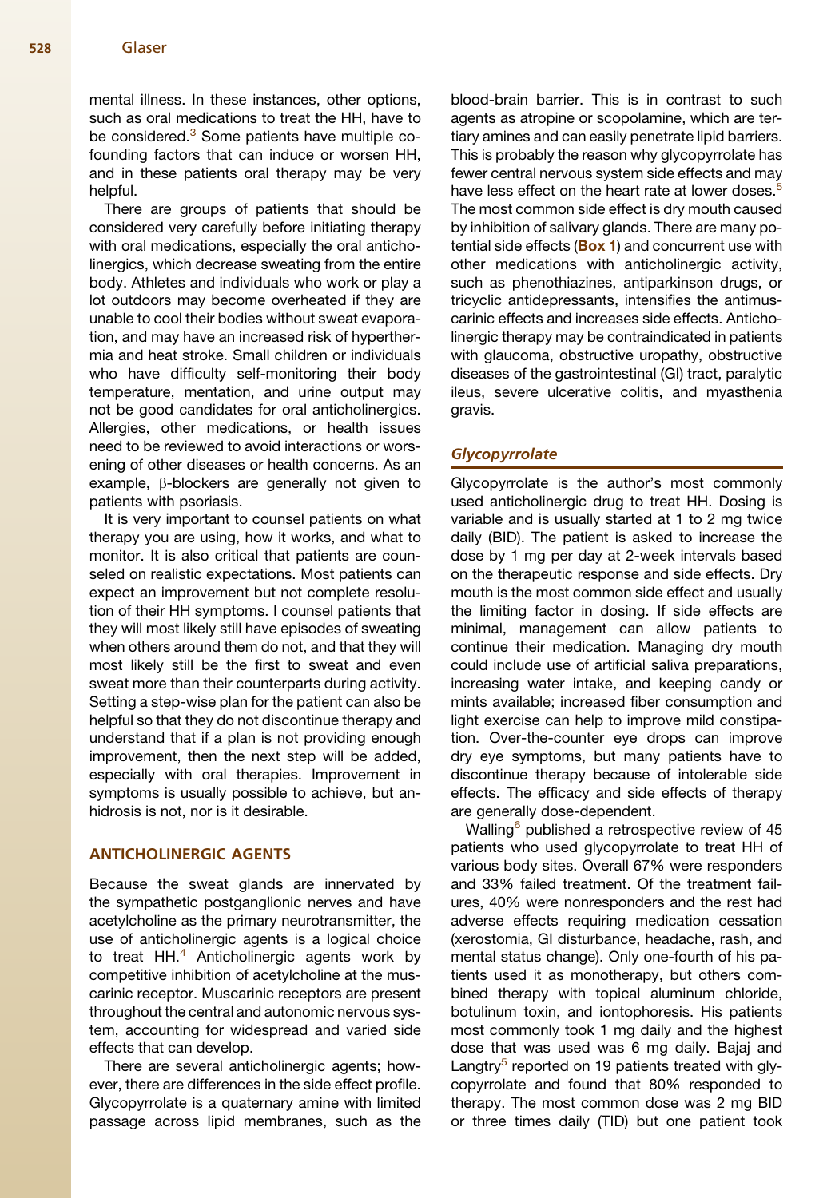mental illness. In these instances, other options, such as oral medications to treat the HH, have to be considered.[3] Some patients have multiple cofounding factors that can induce or worsen HH, and in these patients oral therapy may be very helpful.

There are groups of patients that should be considered very carefully before initiating therapy with oral medications, especially the oral anticholinergics, which decrease sweating from the entire body. Athletes and individuals who work or play a lot outdoors may become overheated if they are unable to cool their bodies without sweat evaporation, and may have an increased risk of hyperthermia and heat stroke. Small children or individuals who have difficulty self-monitoring their body temperature, mentation, and urine output may not be good candidates for oral anticholinergics. Allergies, other medications, or health issues need to be reviewed to avoid interactions or worsening of other diseases or health concerns. As an example, β-blockers are generally not given to patients with psoriasis.

It is very important to counsel patients on what therapy you are using, how it works, and what to monitor. It is also critical that patients are counseled on realistic expectations. Most patients can expect an improvement but not complete resolution of their HH symptoms. I counsel patients that they will most likely still have episodes of sweating when others around them do not, and that they will most likely still be the first to sweat and even sweat more than their counterparts during activity. Setting a step-wise plan for the patient can also be helpful so that they do not discontinue therapy and understand that if a plan is not providing enough improvement, then the next step will be added, especially with oral therapies. Improvement in symptoms is usually possible to achieve, but anhidrosis is not, nor is it desirable.

## ANTICHOLINERGIC AGENTS

Because the sweat glands are innervated by the sympathetic postganglionic nerves and have acetylcholine as the primary neurotransmitter, the use of anticholinergic agents is a logical choice to treat HH.[4] Anticholinergic agents work by competitive inhibition of acetylcholine at the muscarinic receptor. Muscarinic receptors are present throughout the central and autonomic nervous system, accounting for widespread and varied side effects that can develop.

There are several anticholinergic agents; however, there are differences in the side effect profile. Glycopyrrolate is a quaternary amine with limited passage across lipid membranes, such as the blood-brain barrier. This is in contrast to such agents as atropine or scopolamine, which are tertiary amines and can easily penetrate lipid barriers. This is probably the reason why glycopyrrolate has fewer central nervous system side effects and may have less effect on the heart rate at lower doses.[5] The most common side effect is dry mouth caused by inhibition of salivary glands. There are many potential side effects (**Box 1**) and concurrent use with other medications with anticholinergic activity, such as phenothiazines, antiparkinson drugs, or tricyclic antidepressants, intensifies the antimuscarinic effects and increases side effects. Anticholinergic therapy may be contraindicated in patients with glaucoma, obstructive uropathy, obstructive diseases of the gastrointestinal (GI) tract, paralytic ileus, severe ulcerative colitis, and myasthenia gravis.

### *Glycopyrrolate*

Glycopyrrolate is the author's most commonly used anticholinergic drug to treat HH. Dosing is variable and is usually started at 1 to 2 mg twice daily (BID). The patient is asked to increase the dose by 1 mg per day at 2-week intervals based on the therapeutic response and side effects. Dry mouth is the most common side effect and usually the limiting factor in dosing. If side effects are minimal, management can allow patients to continue their medication. Managing dry mouth could include use of artificial saliva preparations, increasing water intake, and keeping candy or mints available; increased fiber consumption and light exercise can help to improve mild constipation. Over-the-counter eye drops can improve dry eye symptoms, but many patients have to discontinue therapy because of intolerable side effects. The efficacy and side effects of therapy are generally dose-dependent.

Walling[6] published a retrospective review of 45 patients who used glycopyrrolate to treat HH of various body sites. Overall 67% were responders and 33% failed treatment. Of the treatment failures, 40% were nonresponders and the rest had adverse effects requiring medication cessation (xerostomia, GI disturbance, headache, rash, and mental status change). Only one-fourth of his patients used it as monotherapy, but others combined therapy with topical aluminum chloride, botulinum toxin, and iontophoresis. His patients most commonly took 1 mg daily and the highest dose that was used was 6 mg daily. Bajaj and Langtry[5] reported on 19 patients treated with glycopyrrolate and found that 80% responded to therapy. The most common dose was 2 mg BID or three times daily (TID) but one patient took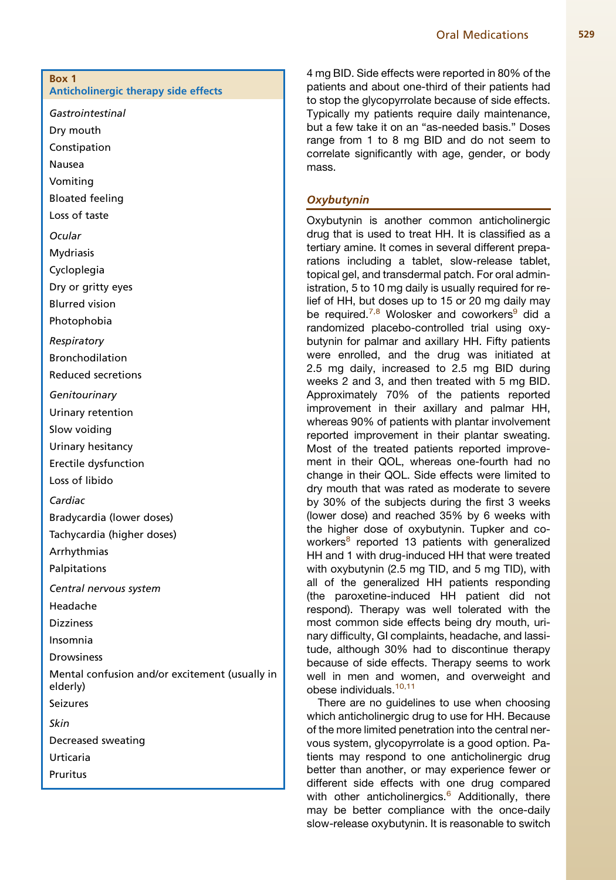**Box 1**
**Anticholinergic therapy side effects**

*Gastrointestinal*

Dry mouth

Constipation

Nausea

Vomiting

Bloated feeling

Loss of taste

*Ocular*

Mydriasis

Cycloplegia

Dry or gritty eyes

Blurred vision

Photophobia

*Respiratory*

Bronchodilation

Reduced secretions

*Genitourinary*

Urinary retention

Slow voiding

Urinary hesitancy

Erectile dysfunction

Loss of libido

*Cardiac*

Bradycardia (lower doses)

Tachycardia (higher doses)

Arrhythmias

Palpitations

*Central nervous system*

Headache

Dizziness

Insomnia

Drowsiness

Mental confusion and/or excitement (usually in elderly)

Seizures

*Skin*

Decreased sweating

Urticaria

Pruritus

4 mg BID. Side effects were reported in 80% of the patients and about one-third of their patients had to stop the glycopyrrolate because of side effects. Typically my patients require daily maintenance, but a few take it on an "as-needed basis." Doses range from 1 to 8 mg BID and do not seem to correlate significantly with age, gender, or body mass.

### *Oxybutynin*

Oxybutynin is another common anticholinergic drug that is used to treat HH. It is classified as a tertiary amine. It comes in several different preparations including a tablet, slow-release tablet, topical gel, and transdermal patch. For oral administration, 5 to 10 mg daily is usually required for relief of HH, but doses up to 15 or 20 mg daily may be required.[7,8] Wolosker and coworkers[9] did a randomized placebo-controlled trial using oxybutynin for palmar and axillary HH. Fifty patients were enrolled, and the drug was initiated at 2.5 mg daily, increased to 2.5 mg BID during weeks 2 and 3, and then treated with 5 mg BID. Approximately 70% of the patients reported improvement in their axillary and palmar HH, whereas 90% of patients with plantar involvement reported improvement in their plantar sweating. Most of the treated patients reported improvement in their QOL, whereas one-fourth had no change in their QOL. Side effects were limited to dry mouth that was rated as moderate to severe by 30% of the subjects during the first 3 weeks (lower dose) and reached 35% by 6 weeks with the higher dose of oxybutynin. Tupker and coworkers[8] reported 13 patients with generalized HH and 1 with drug-induced HH that were treated with oxybutynin (2.5 mg TID, and 5 mg TID), with all of the generalized HH patients responding (the paroxetine-induced HH patient did not respond). Therapy was well tolerated with the most common side effects being dry mouth, urinary difficulty, GI complaints, headache, and lassitude, although 30% had to discontinue therapy because of side effects. Therapy seems to work well in men and women, and overweight and obese individuals.[10,11]

There are no guidelines to use when choosing which anticholinergic drug to use for HH. Because of the more limited penetration into the central nervous system, glycopyrrolate is a good option. Patients may respond to one anticholinergic drug better than another, or may experience fewer or different side effects with one drug compared with other anticholinergics.[6] Additionally, there may be better compliance with the once-daily slow-release oxybutynin. It is reasonable to switch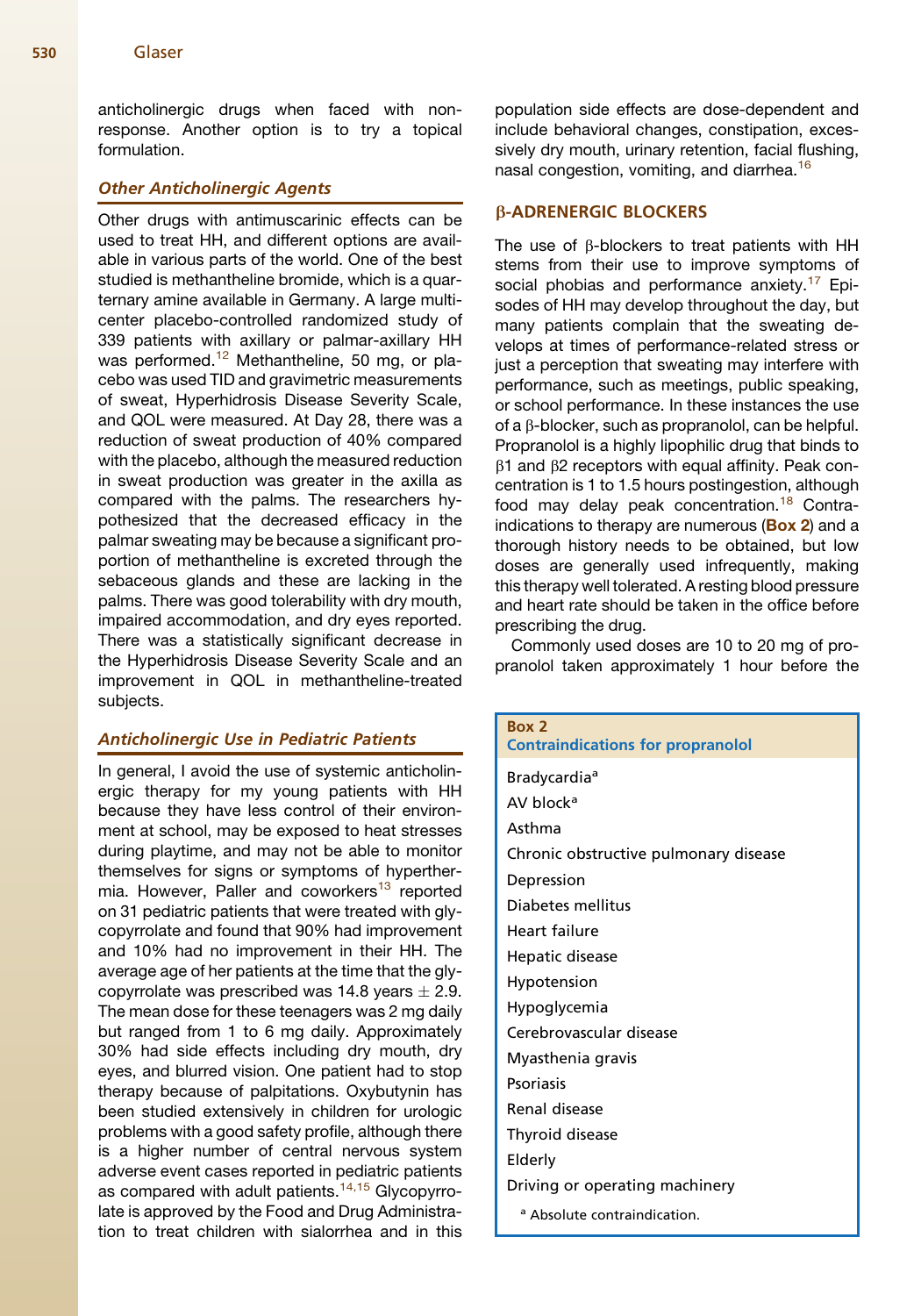anticholinergic drugs when faced with nonresponse. Another option is to try a topical formulation.

### Other Anticholinergic Agents

Other drugs with antimuscarinic effects can be used to treat HH, and different options are available in various parts of the world. One of the best studied is methantheline bromide, which is a quarternary amine available in Germany. A large multicenter placebo-controlled randomized study of 339 patients with axillary or palmar-axillary HH was performed.[12] Methantheline, 50 mg, or placebo was used TID and gravimetric measurements of sweat, Hyperhidrosis Disease Severity Scale, and QOL were measured. At Day 28, there was a reduction of sweat production of 40% compared with the placebo, although the measured reduction in sweat production was greater in the axilla as compared with the palms. The researchers hypothesized that the decreased efficacy in the palmar sweating may be because a significant proportion of methantheline is excreted through the sebaceous glands and these are lacking in the palms. There was good tolerability with dry mouth, impaired accommodation, and dry eyes reported. There was a statistically significant decrease in the Hyperhidrosis Disease Severity Scale and an improvement in QOL in methantheline-treated subjects.

### Anticholinergic Use in Pediatric Patients

In general, I avoid the use of systemic anticholinergic therapy for my young patients with HH because they have less control of their environment at school, may be exposed to heat stresses during playtime, and may not be able to monitor themselves for signs or symptoms of hyperthermia. However, Paller and coworkers[13] reported on 31 pediatric patients that were treated with glycopyrrolate and found that 90% had improvement and 10% had no improvement in their HH. The average age of her patients at the time that the glycopyrrolate was prescribed was 14.8 years $\pm$ 2.9. The mean dose for these teenagers was 2 mg daily but ranged from 1 to 6 mg daily. Approximately 30% had side effects including dry mouth, dry eyes, and blurred vision. One patient had to stop therapy because of palpitations. Oxybutynin has been studied extensively in children for urologic problems with a good safety profile, although there is a higher number of central nervous system adverse event cases reported in pediatric patients as compared with adult patients.[14,15] Glycopyrrolate is approved by the Food and Drug Administration to treat children with sialorrhea and in this population side effects are dose-dependent and include behavioral changes, constipation, excessively dry mouth, urinary retention, facial flushing, nasal congestion, vomiting, and diarrhea.[16]

## β-ADRENERGIC BLOCKERS

The use of β-blockers to treat patients with HH stems from their use to improve symptoms of social phobias and performance anxiety.[17] Episodes of HH may develop throughout the day, but many patients complain that the sweating develops at times of performance-related stress or just a perception that sweating may interfere with performance, such as meetings, public speaking, or school performance. In these instances the use of a β-blocker, such as propranolol, can be helpful. Propranolol is a highly lipophilic drug that binds to β1 and β2 receptors with equal affinity. Peak concentration is 1 to 1.5 hours postingestion, although food may delay peak concentration.[18] Contraindications to therapy are numerous (**Box 2**) and a thorough history needs to be obtained, but low doses are generally used infrequently, making this therapy well tolerated. A resting blood pressure and heart rate should be taken in the office before prescribing the drug.

Commonly used doses are 10 to 20 mg of propranolol taken approximately 1 hour before the

**Box 2**
**Contraindications for propranolol**

- Bradycardia[a]
- AV block[a]
- Asthma
- Chronic obstructive pulmonary disease
- Depression
- Diabetes mellitus
- Heart failure
- Hepatic disease
- Hypotension
- Hypoglycemia
- Cerebrovascular disease
- Myasthenia gravis
- Psoriasis
- Renal disease
- Thyroid disease
- Elderly
- Driving or operating machinery

[a] Absolute contraindication.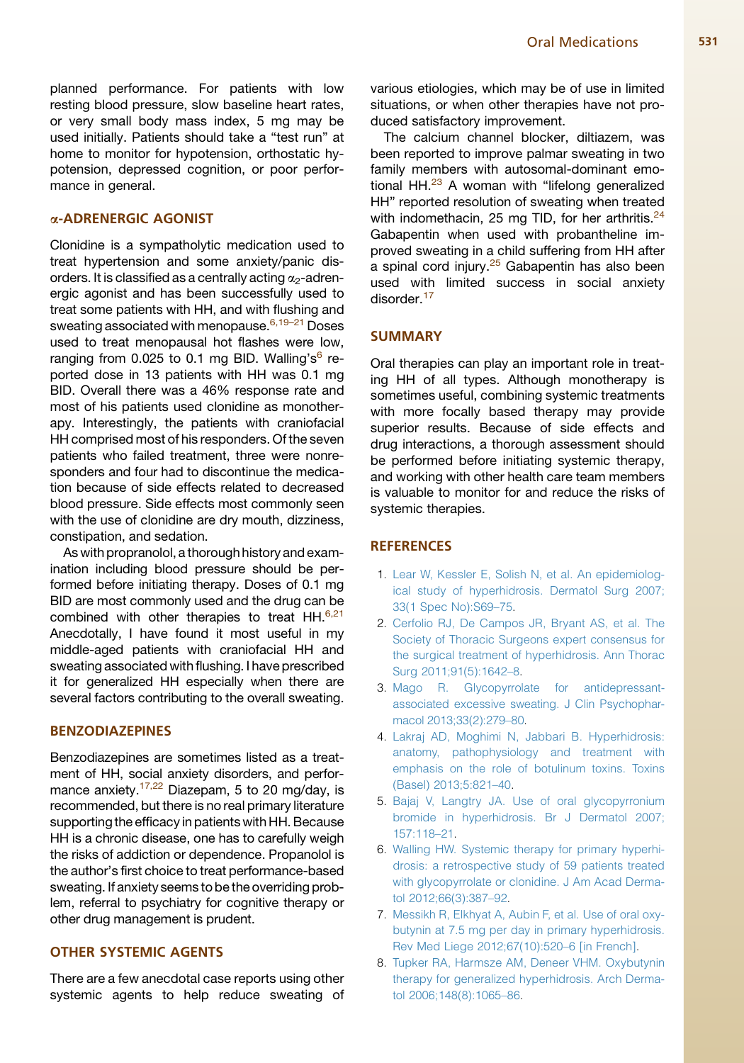planned performance. For patients with low resting blood pressure, slow baseline heart rates, or very small body mass index, 5 mg may be used initially. Patients should take a "test run" at home to monitor for hypotension, orthostatic hypotension, depressed cognition, or poor performance in general.

## α-ADRENERGIC AGONIST

Clonidine is a sympatholytic medication used to treat hypertension and some anxiety/panic disorders. It is classified as a centrally acting $\alpha_2$-adrenergic agonist and has been successfully used to treat some patients with HH, and with flushing and sweating associated with menopause.[6,19–21] Doses used to treat menopausal hot flashes were low, ranging from 0.025 to 0.1 mg BID. Walling's[6] reported dose in 13 patients with HH was 0.1 mg BID. Overall there was a 46% response rate and most of his patients used clonidine as monotherapy. Interestingly, the patients with craniofacial HH comprised most of his responders. Of the seven patients who failed treatment, three were nonresponders and four had to discontinue the medication because of side effects related to decreased blood pressure. Side effects most commonly seen with the use of clonidine are dry mouth, dizziness, constipation, and sedation.

As with propranolol, a thorough history and examination including blood pressure should be performed before initiating therapy. Doses of 0.1 mg BID are most commonly used and the drug can be combined with other therapies to treat HH.[6,21] Anecdotally, I have found it most useful in my middle-aged patients with craniofacial HH and sweating associated with flushing. I have prescribed it for generalized HH especially when there are several factors contributing to the overall sweating.

## BENZODIAZEPINES

Benzodiazepines are sometimes listed as a treatment of HH, social anxiety disorders, and performance anxiety.[17,22] Diazepam, 5 to 20 mg/day, is recommended, but there is no real primary literature supporting the efficacy in patients with HH. Because HH is a chronic disease, one has to carefully weigh the risks of addiction or dependence. Propanolol is the author's first choice to treat performance-based sweating. If anxiety seems to be the overriding problem, referral to psychiatry for cognitive therapy or other drug management is prudent.

## OTHER SYSTEMIC AGENTS

There are a few anecdotal case reports using other systemic agents to help reduce sweating of various etiologies, which may be of use in limited situations, or when other therapies have not produced satisfactory improvement.

The calcium channel blocker, diltiazem, was been reported to improve palmar sweating in two family members with autosomal-dominant emotional HH.[23] A woman with "lifelong generalized HH" reported resolution of sweating when treated with indomethacin, 25 mg TID, for her arthritis.[24] Gabapentin when used with probantheline improved sweating in a child suffering from HH after a spinal cord injury.[25] Gabapentin has also been used with limited success in social anxiety disorder.[17]

## SUMMARY

Oral therapies can play an important role in treating HH of all types. Although monotherapy is sometimes useful, combining systemic treatments with more focally based therapy may provide superior results. Because of side effects and drug interactions, a thorough assessment should be performed before initiating systemic therapy, and working with other health care team members is valuable to monitor for and reduce the risks of systemic therapies.

## REFERENCES

1. Lear W, Kessler E, Solish N, et al. An epidemiological study of hyperhidrosis. Dermatol Surg 2007;33(1 Spec No):S69–75.
2. Cerfolio RJ, De Campos JR, Bryant AS, et al. The Society of Thoracic Surgeons expert consensus for the surgical treatment of hyperhidrosis. Ann Thorac Surg 2011;91(5):1642–8.
3. Mago R. Glycopyrrolate for antidepressant-associated excessive sweating. J Clin Psychopharmacol 2013;33(2):279–80.
4. Lakraj AD, Moghimi N, Jabbari B. Hyperhidrosis: anatomy, pathophysiology and treatment with emphasis on the role of botulinum toxins. Toxins (Basel) 2013;5:821–40.
5. Bajaj V, Langtry JA. Use of oral glycopyrronium bromide in hyperhidrosis. Br J Dermatol 2007;157:118–21.
6. Walling HW. Systemic therapy for primary hyperhidrosis: a retrospective study of 59 patients treated with glycopyrrolate or clonidine. J Am Acad Dermatol 2012;66(3):387–92.
7. Messikh R, Elkhyat A, Aubin F, et al. Use of oral oxybutynin at 7.5 mg per day in primary hyperhidrosis. Rev Med Liege 2012;67(10):520–6 [in French].
8. Tupker RA, Harmsze AM, Deneer VHM. Oxybutynin therapy for generalized hyperhidrosis. Arch Dermatol 2006;148(8):1065–86.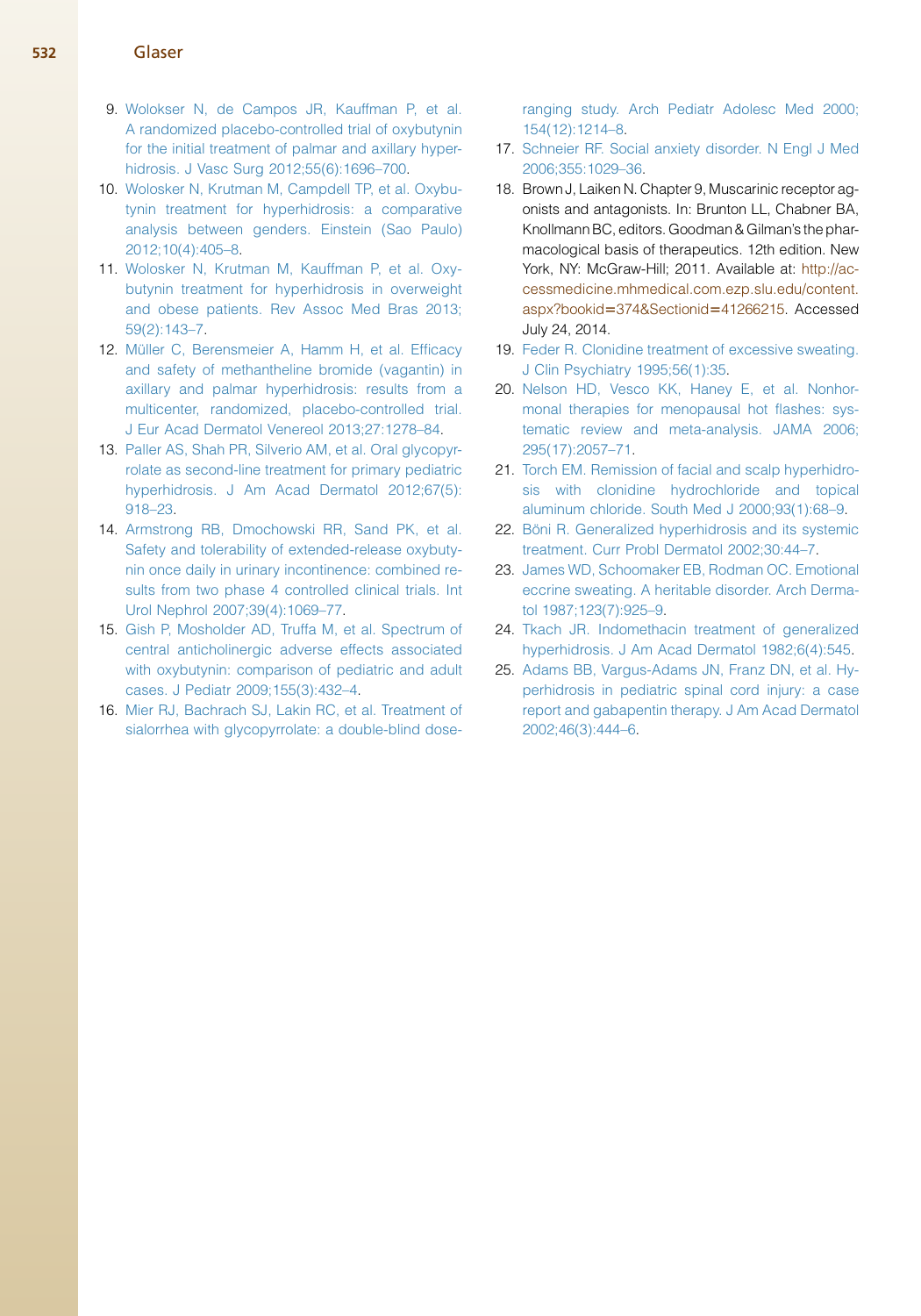9. Wolokser N, de Campos JR, Kauffman P, et al. A randomized placebo-controlled trial of oxybutynin for the initial treatment of palmar and axillary hyperhidrosis. J Vasc Surg 2012;55(6):1696–700.
10. Wolosker N, Krutman M, Campdell TP, et al. Oxybutynin treatment for hyperhidrosis: a comparative analysis between genders. Einstein (Sao Paulo) 2012;10(4):405–8.
11. Wolosker N, Krutman M, Kauffman P, et al. Oxybutynin treatment for hyperhidrosis in overweight and obese patients. Rev Assoc Med Bras 2013; 59(2):143–7.
12. Müller C, Berensmeier A, Hamm H, et al. Efficacy and safety of methantheline bromide (vagantin) in axillary and palmar hyperhidrosis: results from a multicenter, randomized, placebo-controlled trial. J Eur Acad Dermatol Venereol 2013;27:1278–84.
13. Paller AS, Shah PR, Silverio AM, et al. Oral glycopyrrolate as second-line treatment for primary pediatric hyperhidrosis. J Am Acad Dermatol 2012;67(5): 918–23.
14. Armstrong RB, Dmochowski RR, Sand PK, et al. Safety and tolerability of extended-release oxybutynin once daily in urinary incontinence: combined results from two phase 4 controlled clinical trials. Int Urol Nephrol 2007;39(4):1069–77.
15. Gish P, Mosholder AD, Truffa M, et al. Spectrum of central anticholinergic adverse effects associated with oxybutynin: comparison of pediatric and adult cases. J Pediatr 2009;155(3):432–4.
16. Mier RJ, Bachrach SJ, Lakin RC, et al. Treatment of sialorrhea with glycopyrrolate: a double-blind dose-ranging study. Arch Pediatr Adolesc Med 2000; 154(12):1214–8.
17. Schneier RF. Social anxiety disorder. N Engl J Med 2006;355:1029–36.
18. Brown J, Laiken N. Chapter 9, Muscarinic receptor agonists and antagonists. In: Brunton LL, Chabner BA, Knollmann BC, editors. Goodman & Gilman's the pharmacological basis of therapeutics. 12th edition. New York, NY: McGraw-Hill; 2011. Available at: http://accessmedicine.mhmedical.com.ezp.slu.edu/content.aspx?bookid=374&Sectionid=41266215. Accessed July 24, 2014.
19. Feder R. Clonidine treatment of excessive sweating. J Clin Psychiatry 1995;56(1):35.
20. Nelson HD, Vesco KK, Haney E, et al. Nonhormonal therapies for menopausal hot flashes: systematic review and meta-analysis. JAMA 2006; 295(17):2057–71.
21. Torch EM. Remission of facial and scalp hyperhidrosis with clonidine hydrochloride and topical aluminum chloride. South Med J 2000;93(1):68–9.
22. Böni R. Generalized hyperhidrosis and its systemic treatment. Curr Probl Dermatol 2002;30:44–7.
23. James WD, Schoomaker EB, Rodman OC. Emotional eccrine sweating. A heritable disorder. Arch Dermatol 1987;123(7):925–9.
24. Tkach JR. Indomethacin treatment of generalized hyperhidrosis. J Am Acad Dermatol 1982;6(4):545.
25. Adams BB, Vargus-Adams JN, Franz DN, et al. Hyperhidrosis in pediatric spinal cord injury: a case report and gabapentin therapy. J Am Acad Dermatol 2002;46(3):444–6.